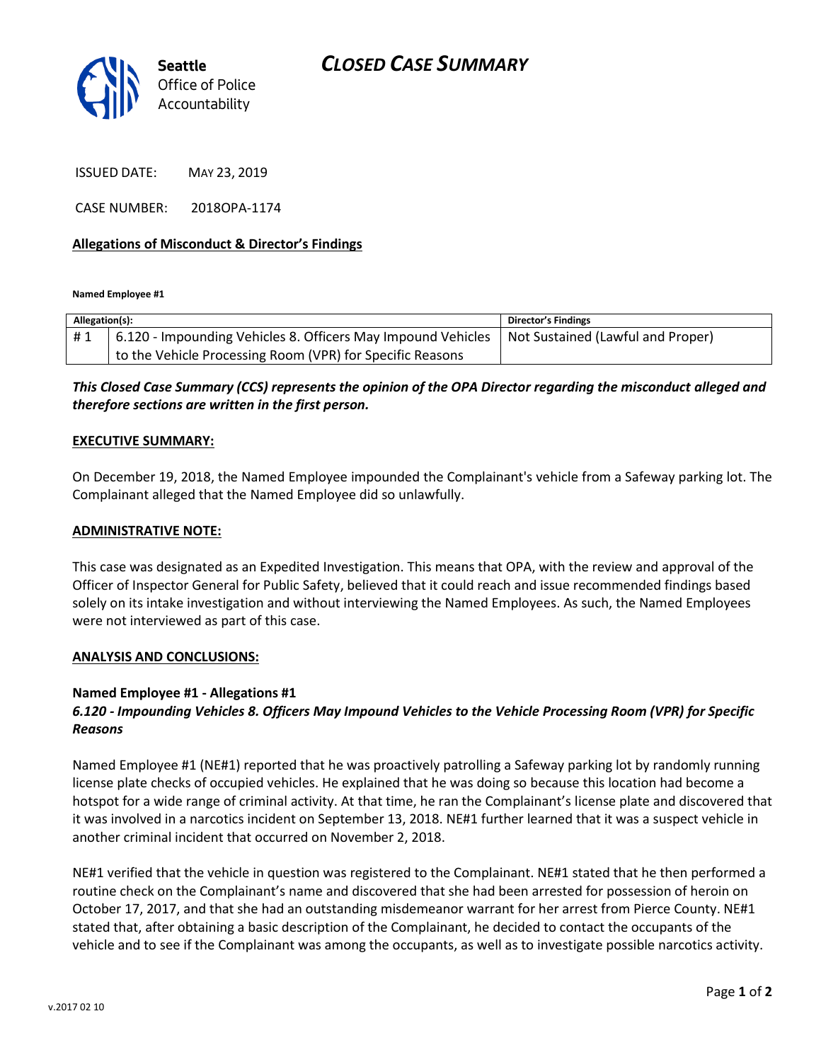Seattle Office of Police Accountability

# CLOSED CASE SUMMARY

ISSUED DATE: MAY 23, 2019

CASE NUMBER: 2018OPA-1174

**Allegations of Misconduct & Director's Findings**

**Named Employee #1**

| Allegation(s): | | Director's Findings |
|---|---|---|
| # 1 | 6.120 - Impounding Vehicles 8. Officers May Impound Vehicles to the Vehicle Processing Room (VPR) for Specific Reasons | Not Sustained (Lawful and Proper) |

***This Closed Case Summary (CCS) represents the opinion of the OPA Director regarding the misconduct alleged and therefore sections are written in the first person.***

**EXECUTIVE SUMMARY:**

On December 19, 2018, the Named Employee impounded the Complainant's vehicle from a Safeway parking lot. The Complainant alleged that the Named Employee did so unlawfully.

**ADMINISTRATIVE NOTE:**

This case was designated as an Expedited Investigation. This means that OPA, with the review and approval of the Officer of Inspector General for Public Safety, believed that it could reach and issue recommended findings based solely on its intake investigation and without interviewing the Named Employees. As such, the Named Employees were not interviewed as part of this case.

**ANALYSIS AND CONCLUSIONS:**

**Named Employee #1 - Allegations #1**
***6.120 - Impounding Vehicles 8. Officers May Impound Vehicles to the Vehicle Processing Room (VPR) for Specific Reasons***

Named Employee #1 (NE#1) reported that he was proactively patrolling a Safeway parking lot by randomly running license plate checks of occupied vehicles. He explained that he was doing so because this location had become a hotspot for a wide range of criminal activity. At that time, he ran the Complainant's license plate and discovered that it was involved in a narcotics incident on September 13, 2018. NE#1 further learned that it was a suspect vehicle in another criminal incident that occurred on November 2, 2018.

NE#1 verified that the vehicle in question was registered to the Complainant. NE#1 stated that he then performed a routine check on the Complainant's name and discovered that she had been arrested for possession of heroin on October 17, 2017, and that she had an outstanding misdemeanor warrant for her arrest from Pierce County. NE#1 stated that, after obtaining a basic description of the Complainant, he decided to contact the occupants of the vehicle and to see if the Complainant was among the occupants, as well as to investigate possible narcotics activity.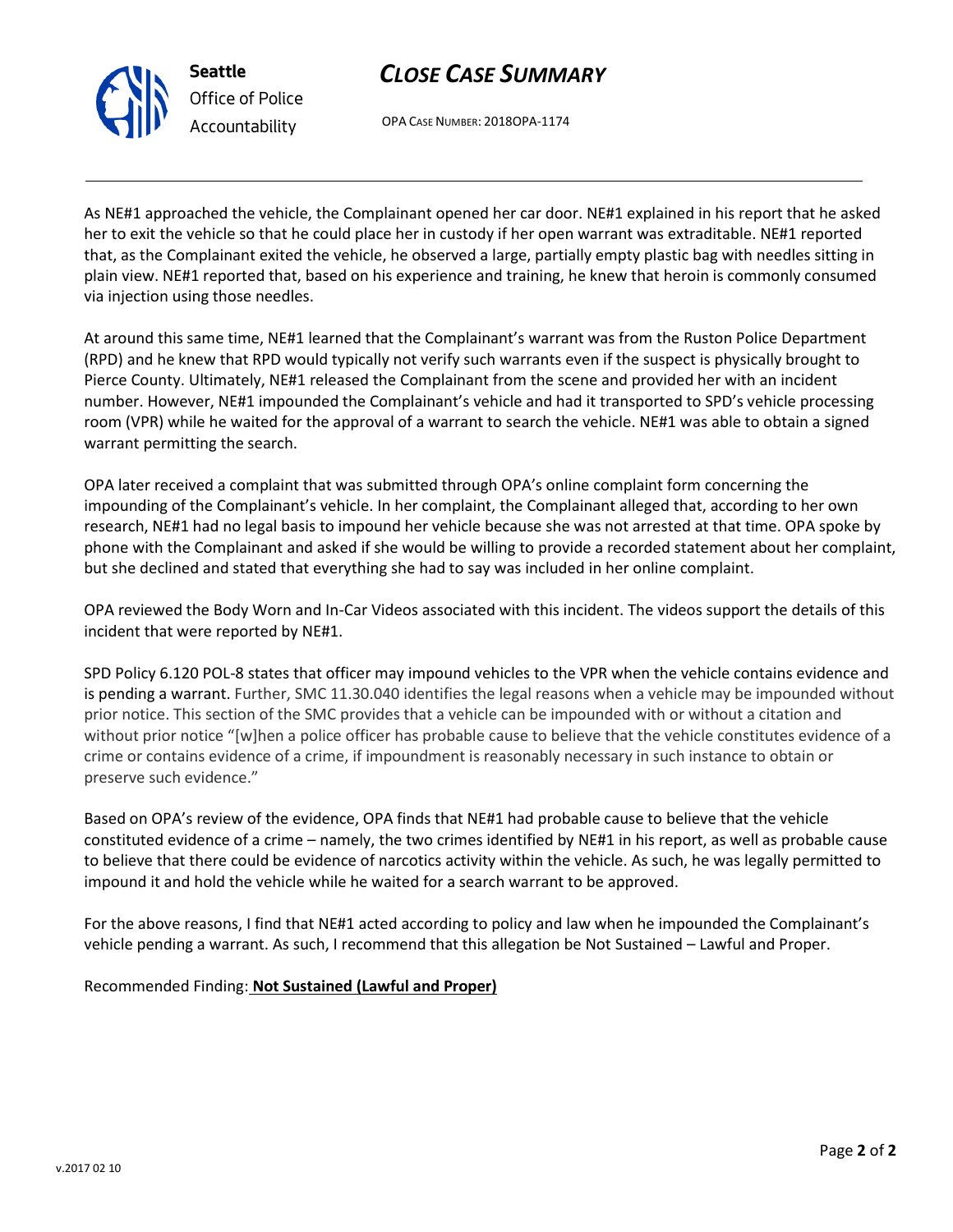As NE#1 approached the vehicle, the Complainant opened her car door. NE#1 explained in his report that he asked her to exit the vehicle so that he could place her in custody if her open warrant was extraditable. NE#1 reported that, as the Complainant exited the vehicle, he observed a large, partially empty plastic bag with needles sitting in plain view. NE#1 reported that, based on his experience and training, he knew that heroin is commonly consumed via injection using those needles.

At around this same time, NE#1 learned that the Complainant's warrant was from the Ruston Police Department (RPD) and he knew that RPD would typically not verify such warrants even if the suspect is physically brought to Pierce County. Ultimately, NE#1 released the Complainant from the scene and provided her with an incident number. However, NE#1 impounded the Complainant's vehicle and had it transported to SPD's vehicle processing room (VPR) while he waited for the approval of a warrant to search the vehicle. NE#1 was able to obtain a signed warrant permitting the search.

OPA later received a complaint that was submitted through OPA's online complaint form concerning the impounding of the Complainant's vehicle. In her complaint, the Complainant alleged that, according to her own research, NE#1 had no legal basis to impound her vehicle because she was not arrested at that time. OPA spoke by phone with the Complainant and asked if she would be willing to provide a recorded statement about her complaint, but she declined and stated that everything she had to say was included in her online complaint.

OPA reviewed the Body Worn and In-Car Videos associated with this incident. The videos support the details of this incident that were reported by NE#1.

SPD Policy 6.120 POL-8 states that officer may impound vehicles to the VPR when the vehicle contains evidence and is pending a warrant. Further, SMC 11.30.040 identifies the legal reasons when a vehicle may be impounded without prior notice. This section of the SMC provides that a vehicle can be impounded with or without a citation and without prior notice "[w]hen a police officer has probable cause to believe that the vehicle constitutes evidence of a crime or contains evidence of a crime, if impoundment is reasonably necessary in such instance to obtain or preserve such evidence."

Based on OPA's review of the evidence, OPA finds that NE#1 had probable cause to believe that the vehicle constituted evidence of a crime – namely, the two crimes identified by NE#1 in his report, as well as probable cause to believe that there could be evidence of narcotics activity within the vehicle. As such, he was legally permitted to impound it and hold the vehicle while he waited for a search warrant to be approved.

For the above reasons, I find that NE#1 acted according to policy and law when he impounded the Complainant's vehicle pending a warrant. As such, I recommend that this allegation be Not Sustained – Lawful and Proper.

Recommended Finding: **Not Sustained (Lawful and Proper)**